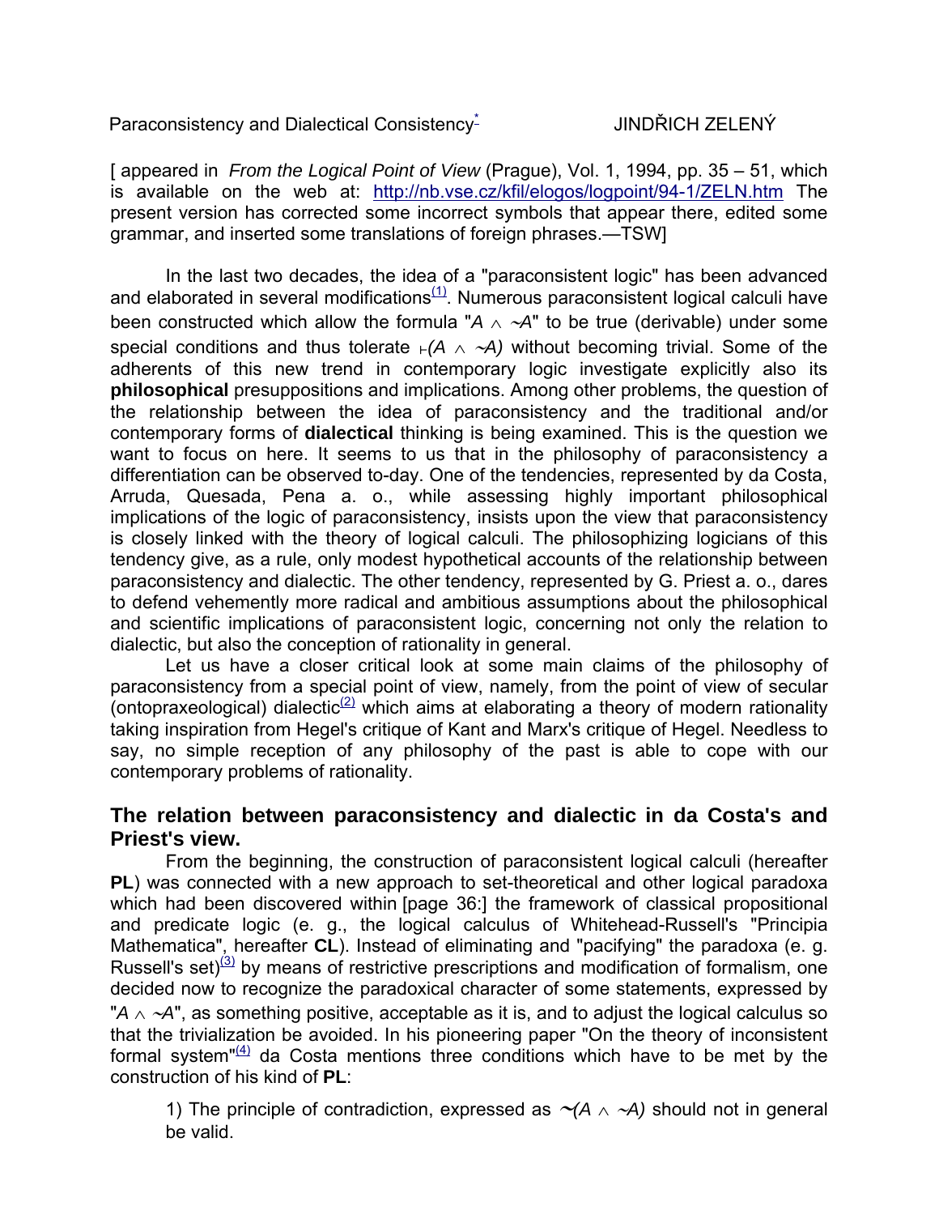Paraconsistency and Dialectical Consistency* JINDŘICH ZELENÝ

[ appeared in *From the Logical Point of View* (Prague), Vol. 1, 1994, pp. 35 – 51, which is available on the web at: http://nb.vse.cz/kfil/elogos/logpoint/94-1/ZELN.htm The present version has corrected some incorrect symbols that appear there, edited some grammar, and inserted some translations of foreign phrases.—TSW]

In the last two decades, the idea of a "paraconsistent logic" has been advanced and elaborated in several modifications[(1)]. Numerous paraconsistent logical calculi have been constructed which allow the formula "$A \wedge \sim A$" to be true (derivable) under some special conditions and thus tolerate $\vdash (A \wedge \sim A)$ without becoming trivial. Some of the adherents of this new trend in contemporary logic investigate explicitly also its **philosophical** presuppositions and implications. Among other problems, the question of the relationship between the idea of paraconsistency and the traditional and/or contemporary forms of **dialectical** thinking is being examined. This is the question we want to focus on here. It seems to us that in the philosophy of paraconsistency a differentiation can be observed to-day. One of the tendencies, represented by da Costa, Arruda, Quesada, Pena a. o., while assessing highly important philosophical implications of the logic of paraconsistency, insists upon the view that paraconsistency is closely linked with the theory of logical calculi. The philosophizing logicians of this tendency give, as a rule, only modest hypothetical accounts of the relationship between paraconsistency and dialectic. The other tendency, represented by G. Priest a. o., dares to defend vehemently more radical and ambitious assumptions about the philosophical and scientific implications of paraconsistent logic, concerning not only the relation to dialectic, but also the conception of rationality in general.

Let us have a closer critical look at some main claims of the philosophy of paraconsistency from a special point of view, namely, from the point of view of secular (ontopraxeological) dialectic[(2)] which aims at elaborating a theory of modern rationality taking inspiration from Hegel's critique of Kant and Marx's critique of Hegel. Needless to say, no simple reception of any philosophy of the past is able to cope with our contemporary problems of rationality.

## The relation between paraconsistency and dialectic in da Costa's and Priest's view.

From the beginning, the construction of paraconsistent logical calculi (hereafter **PL**) was connected with a new approach to set-theoretical and other logical paradoxa which had been discovered within [page 36:] the framework of classical propositional and predicate logic (e. g., the logical calculus of Whitehead-Russell's "Principia Mathematica", hereafter **CL**). Instead of eliminating and "pacifying" the paradoxa (e. g. Russell's set)[(3)] by means of restrictive prescriptions and modification of formalism, one decided now to recognize the paradoxical character of some statements, expressed by "$A \wedge \sim A$", as something positive, acceptable as it is, and to adjust the logical calculus so that the trivialization be avoided. In his pioneering paper "On the theory of inconsistent formal system"[(4)] da Costa mentions three conditions which have to be met by the construction of his kind of **PL**:

> 1) The principle of contradiction, expressed as $\sim(A \wedge \sim A)$ should not in general be valid.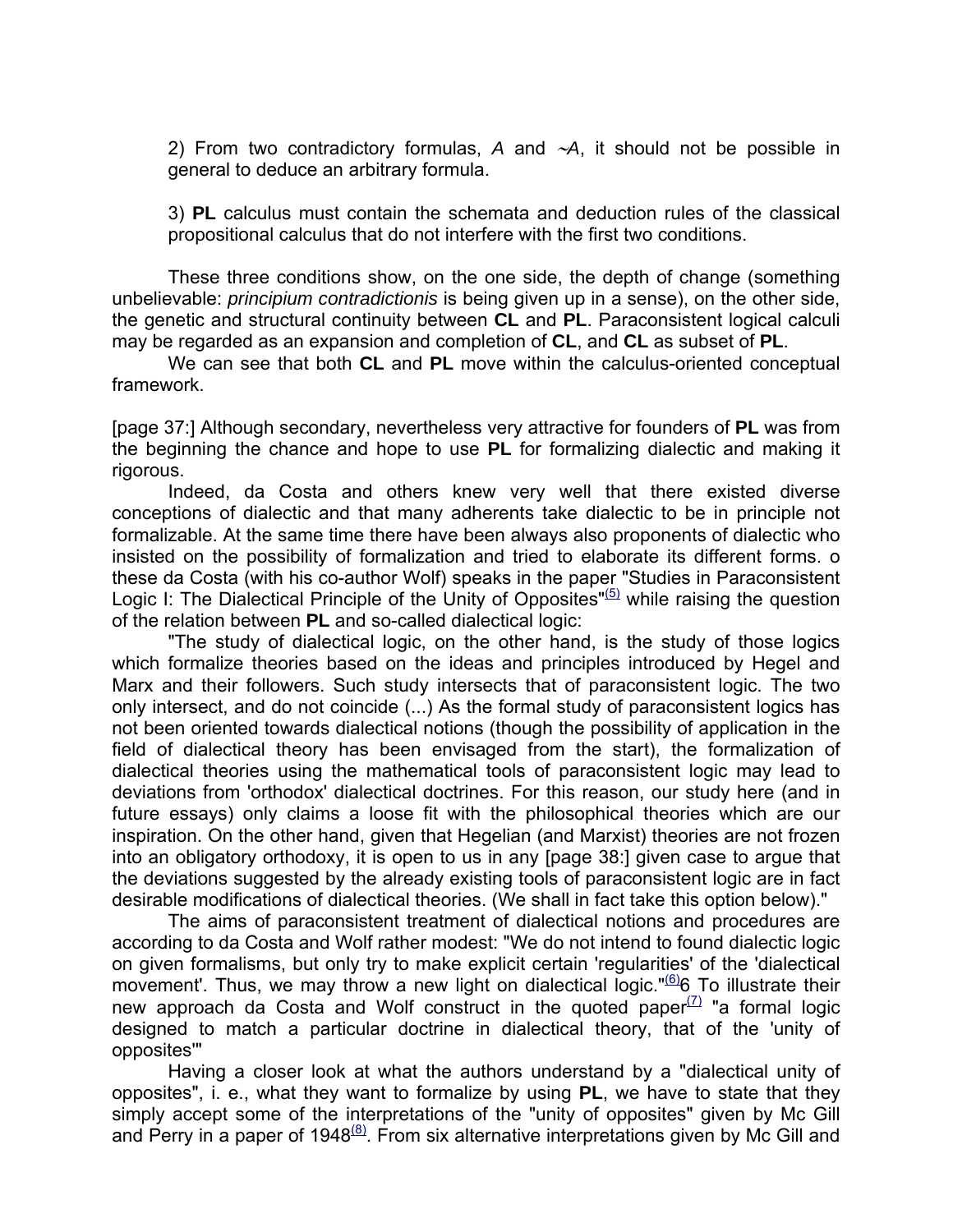2) From two contradictory formulas, *A* and $\sim A$, it should not be possible in general to deduce an arbitrary formula.

3) **PL** calculus must contain the schemata and deduction rules of the classical propositional calculus that do not interfere with the first two conditions.

These three conditions show, on the one side, the depth of change (something unbelievable: *principium contradictionis* is being given up in a sense), on the other side, the genetic and structural continuity between **CL** and **PL**. Paraconsistent logical calculi may be regarded as an expansion and completion of **CL**, and **CL** as subset of **PL**.

We can see that both **CL** and **PL** move within the calculus-oriented conceptual framework.

[page 37:] Although secondary, nevertheless very attractive for founders of **PL** was from the beginning the chance and hope to use **PL** for formalizing dialectic and making it rigorous.

Indeed, da Costa and others knew very well that there existed diverse conceptions of dialectic and that many adherents take dialectic to be in principle not formalizable. At the same time there have been always also proponents of dialectic who insisted on the possibility of formalization and tried to elaborate its different forms. o these da Costa (with his co-author Wolf) speaks in the paper "Studies in Paraconsistent Logic I: The Dialectical Principle of the Unity of Opposites"[(5)] while raising the question of the relation between **PL** and so-called dialectical logic:

"The study of dialectical logic, on the other hand, is the study of those logics which formalize theories based on the ideas and principles introduced by Hegel and Marx and their followers. Such study intersects that of paraconsistent logic. The two only intersect, and do not coincide (...) As the formal study of paraconsistent logics has not been oriented towards dialectical notions (though the possibility of application in the field of dialectical theory has been envisaged from the start), the formalization of dialectical theories using the mathematical tools of paraconsistent logic may lead to deviations from 'orthodox' dialectical doctrines. For this reason, our study here (and in future essays) only claims a loose fit with the philosophical theories which are our inspiration. On the other hand, given that Hegelian (and Marxist) theories are not frozen into an obligatory orthodoxy, it is open to us in any [page 38:] given case to argue that the deviations suggested by the already existing tools of paraconsistent logic are in fact desirable modifications of dialectical theories. (We shall in fact take this option below)."

The aims of paraconsistent treatment of dialectical notions and procedures are according to da Costa and Wolf rather modest: "We do not intend to found dialectic logic on given formalisms, but only try to make explicit certain 'regularities' of the 'dialectical movement'. Thus, we may throw a new light on dialectical logic."[(6)]6 To illustrate their new approach da Costa and Wolf construct in the quoted paper[(7)] "a formal logic designed to match a particular doctrine in dialectical theory, that of the 'unity of opposites'"

Having a closer look at what the authors understand by a "dialectical unity of opposites", i. e., what they want to formalize by using **PL**, we have to state that they simply accept some of the interpretations of the "unity of opposites" given by Mc Gill and Perry in a paper of 1948[(8)]. From six alternative interpretations given by Mc Gill and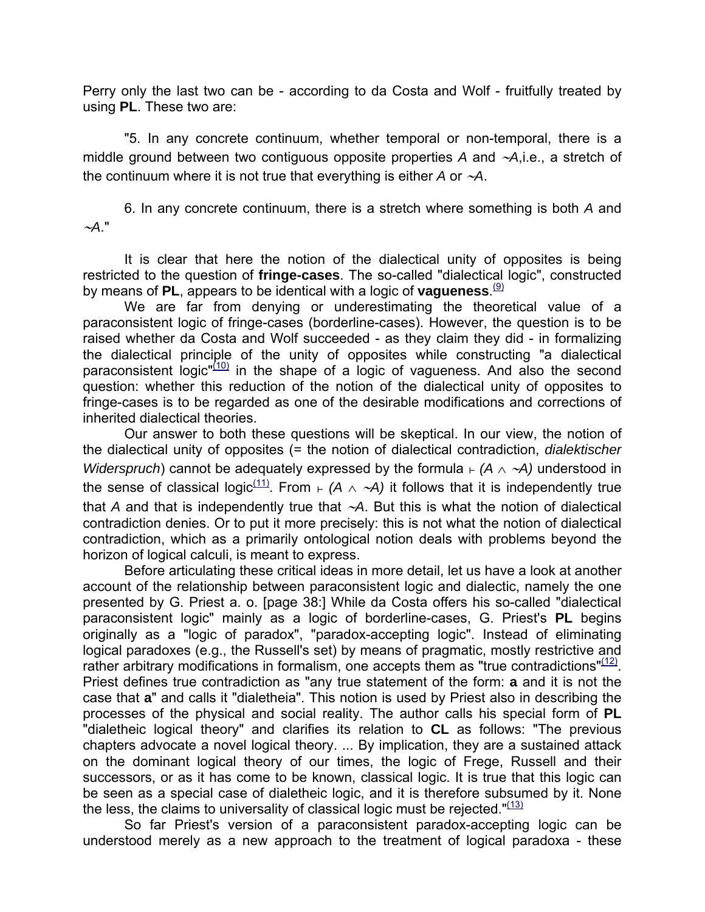Perry only the last two can be - according to da Costa and Wolf - fruitfully treated by using **PL**. These two are:

"5. In any concrete continuum, whether temporal or non-temporal, there is a middle ground between two contiguous opposite properties *A* and $\sim A$,i.e., a stretch of the continuum where it is not true that everything is either *A* or $\sim A$.

6. In any concrete continuum, there is a stretch where something is both *A* and $\sim A$."

It is clear that here the notion of the dialectical unity of opposites is being restricted to the question of **fringe-cases**. The so-called "dialectical logic", constructed by means of **PL**, appears to be identical with a logic of **vagueness**.[(9)]

We are far from denying or underestimating the theoretical value of a paraconsistent logic of fringe-cases (borderline-cases). However, the question is to be raised whether da Costa and Wolf succeeded - as they claim they did - in formalizing the dialectical principle of the unity of opposites while constructing "a dialectical paraconsistent logic"[(10)] in the shape of a logic of vagueness. And also the second question: whether this reduction of the notion of the dialectical unity of opposites to fringe-cases is to be regarded as one of the desirable modifications and corrections of inherited dialectical theories.

Our answer to both these questions will be skeptical. In our view, the notion of the dialectical unity of opposites (= the notion of dialectical contradiction, *dialektischer Widerspruch*) cannot be adequately expressed by the formula $\vdash (A \wedge \sim A)$ understood in the sense of classical logic[(11)]. From $\vdash (A \wedge \sim A)$ it follows that it is independently true that *A* and that is independently true that $\sim A$. But this is what the notion of dialectical contradiction denies. Or to put it more precisely: this is not what the notion of dialectical contradiction, which as a primarily ontological notion deals with problems beyond the horizon of logical calculi, is meant to express.

Before articulating these critical ideas in more detail, let us have a look at another account of the relationship between paraconsistent logic and dialectic, namely the one presented by G. Priest a. o. [page 38:] While da Costa offers his so-called "dialectical paraconsistent logic" mainly as a logic of borderline-cases, G. Priest's **PL** begins originally as a "logic of paradox", "paradox-accepting logic". Instead of eliminating logical paradoxes (e.g., the Russell's set) by means of pragmatic, mostly restrictive and rather arbitrary modifications in formalism, one accepts them as "true contradictions"[(12)]. Priest defines true contradiction as "any true statement of the form: **a** and it is not the case that **a**" and calls it "dialetheia". This notion is used by Priest also in describing the processes of the physical and social reality. The author calls his special form of **PL** "dialetheic logical theory" and clarifies its relation to **CL** as follows: "The previous chapters advocate a novel logical theory. ... By implication, they are a sustained attack on the dominant logical theory of our times, the logic of Frege, Russell and their successors, or as it has come to be known, classical logic. It is true that this logic can be seen as a special case of dialetheic logic, and it is therefore subsumed by it. None the less, the claims to universality of classical logic must be rejected."[(13)]

So far Priest's version of a paraconsistent paradox-accepting logic can be understood merely as a new approach to the treatment of logical paradoxa - these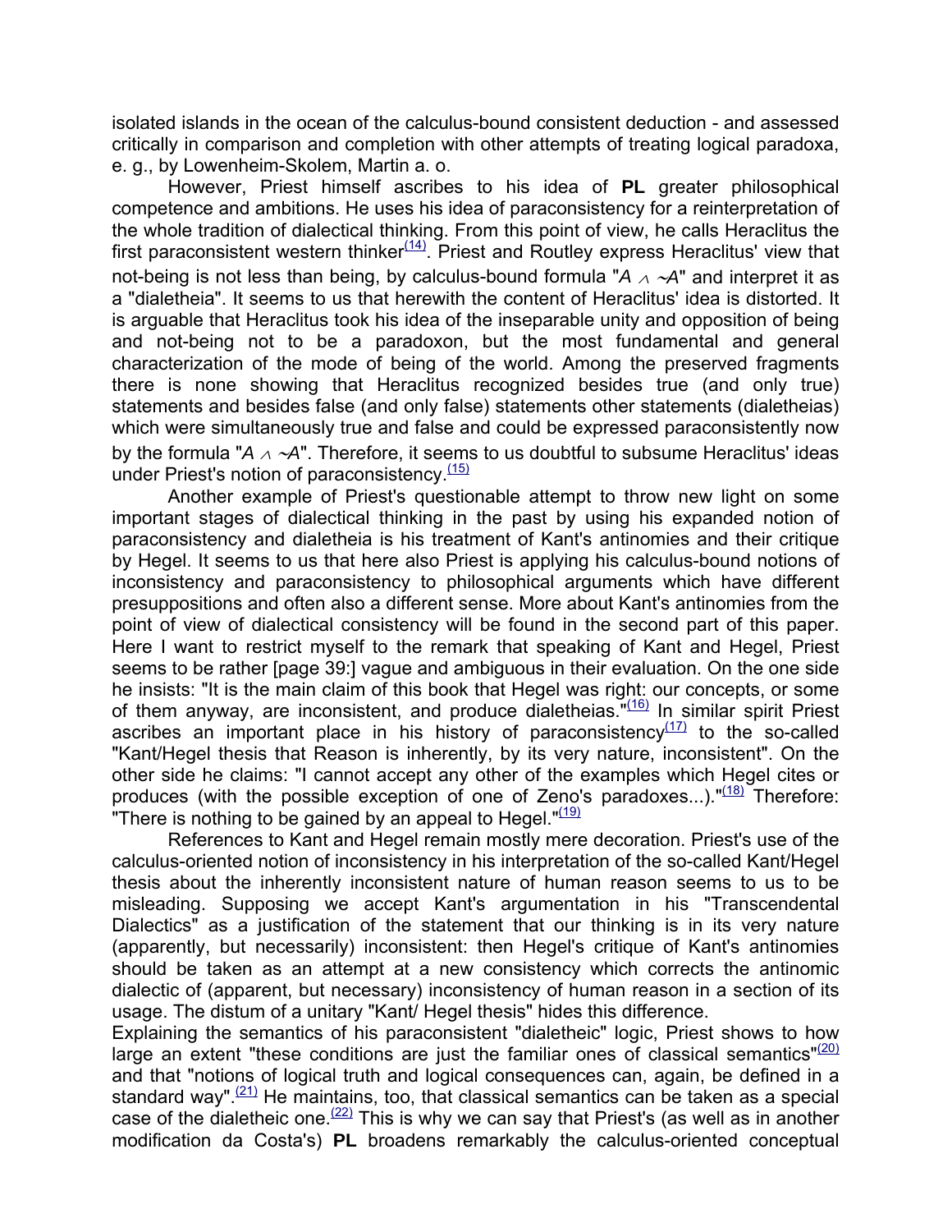isolated islands in the ocean of the calculus-bound consistent deduction - and assessed critically in comparison and completion with other attempts of treating logical paradoxa, e. g., by Lowenheim-Skolem, Martin a. o.

However, Priest himself ascribes to his idea of **PL** greater philosophical competence and ambitions. He uses his idea of paraconsistency for a reinterpretation of the whole tradition of dialectical thinking. From this point of view, he calls Heraclitus the first paraconsistent western thinker[(14)]. Priest and Routley express Heraclitus' view that not-being is not less than being, by calculus-bound formula "$A \wedge \sim A$" and interpret it as a "dialetheia". It seems to us that herewith the content of Heraclitus' idea is distorted. It is arguable that Heraclitus took his idea of the inseparable unity and opposition of being and not-being not to be a paradoxon, but the most fundamental and general characterization of the mode of being of the world. Among the preserved fragments there is none showing that Heraclitus recognized besides true (and only true) statements and besides false (and only false) statements other statements (dialetheias) which were simultaneously true and false and could be expressed paraconsistently now by the formula "$A \wedge \sim A$". Therefore, it seems to us doubtful to subsume Heraclitus' ideas under Priest's notion of paraconsistency.[(15)]

Another example of Priest's questionable attempt to throw new light on some important stages of dialectical thinking in the past by using his expanded notion of paraconsistency and dialetheia is his treatment of Kant's antinomies and their critique by Hegel. It seems to us that here also Priest is applying his calculus-bound notions of inconsistency and paraconsistency to philosophical arguments which have different presuppositions and often also a different sense. More about Kant's antinomies from the point of view of dialectical consistency will be found in the second part of this paper. Here I want to restrict myself to the remark that speaking of Kant and Hegel, Priest seems to be rather [page 39:] vague and ambiguous in their evaluation. On the one side he insists: "It is the main claim of this book that Hegel was right: our concepts, or some of them anyway, are inconsistent, and produce dialetheias."[(16)] In similar spirit Priest ascribes an important place in his history of paraconsistency[(17)] to the so-called "Kant/Hegel thesis that Reason is inherently, by its very nature, inconsistent". On the other side he claims: "I cannot accept any other of the examples which Hegel cites or produces (with the possible exception of one of Zeno's paradoxes...)."[(18)] Therefore: "There is nothing to be gained by an appeal to Hegel."[(19)]

References to Kant and Hegel remain mostly mere decoration. Priest's use of the calculus-oriented notion of inconsistency in his interpretation of the so-called Kant/Hegel thesis about the inherently inconsistent nature of human reason seems to us to be misleading. Supposing we accept Kant's argumentation in his "Transcendental Dialectics" as a justification of the statement that our thinking is in its very nature (apparently, but necessarily) inconsistent: then Hegel's critique of Kant's antinomies should be taken as an attempt at a new consistency which corrects the antinomic dialectic of (apparent, but necessary) inconsistency of human reason in a section of its usage. The distum of a unitary "Kant/ Hegel thesis" hides this difference.

Explaining the semantics of his paraconsistent "dialetheic" logic, Priest shows to how large an extent "these conditions are just the familiar ones of classical semantics"[(20)] and that "notions of logical truth and logical consequences can, again, be defined in a standard way".[(21)] He maintains, too, that classical semantics can be taken as a special case of the dialetheic one.[(22)] This is why we can say that Priest's (as well as in another modification da Costa's) **PL** broadens remarkably the calculus-oriented conceptual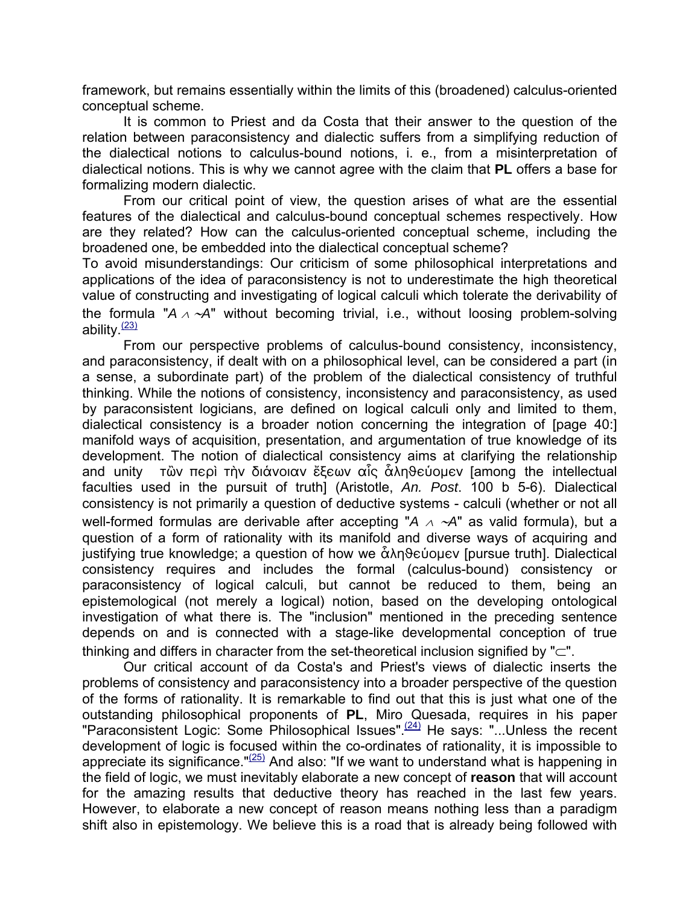framework, but remains essentially within the limits of this (broadened) calculus-oriented conceptual scheme.

It is common to Priest and da Costa that their answer to the question of the relation between paraconsistency and dialectic suffers from a simplifying reduction of the dialectical notions to calculus-bound notions, i. e., from a misinterpretation of dialectical notions. This is why we cannot agree with the claim that **PL** offers a base for formalizing modern dialectic.

From our critical point of view, the question arises of what are the essential features of the dialectical and calculus-bound conceptual schemes respectively. How are they related? How can the calculus-oriented conceptual scheme, including the broadened one, be embedded into the dialectical conceptual scheme?

To avoid misunderstandings: Our criticism of some philosophical interpretations and applications of the idea of paraconsistency is not to underestimate the high theoretical value of constructing and investigating of logical calculi which tolerate the derivability of the formula "$A \wedge {\sim}A$" without becoming trivial, i.e., without loosing problem-solving ability.[23]

From our perspective problems of calculus-bound consistency, inconsistency, and paraconsistency, if dealt with on a philosophical level, can be considered a part (in a sense, a subordinate part) of the problem of the dialectical consistency of truthful thinking. While the notions of consistency, inconsistency and paraconsistency, as used by paraconsistent logicians, are defined on logical calculi only and limited to them, dialectical consistency is a broader notion concerning the integration of [page 40:] manifold ways of acquisition, presentation, and argumentation of true knowledge of its development. The notion of dialectical consistency aims at clarifying the relationship and unity τῶν περὶ τὴν διάνοιαν ἕξεων αἷς ἀληθεύομεν [among the intellectual faculties used in the pursuit of truth] (Aristotle, *An. Post*. 100 b 5-6). Dialectical consistency is not primarily a question of deductive systems - calculi (whether or not all well-formed formulas are derivable after accepting "$A \wedge {\sim}A$" as valid formula), but a question of a form of rationality with its manifold and diverse ways of acquiring and justifying true knowledge; a question of how we ἀληθεύομεν [pursue truth]. Dialectical consistency requires and includes the formal (calculus-bound) consistency or paraconsistency of logical calculi, but cannot be reduced to them, being an epistemological (not merely a logical) notion, based on the developing ontological investigation of what there is. The "inclusion" mentioned in the preceding sentence depends on and is connected with a stage-like developmental conception of true thinking and differs in character from the set-theoretical inclusion signified by "$\subset$".

Our critical account of da Costa's and Priest's views of dialectic inserts the problems of consistency and paraconsistency into a broader perspective of the question of the forms of rationality. It is remarkable to find out that this is just what one of the outstanding philosophical proponents of **PL**, Miro Quesada, requires in his paper "Paraconsistent Logic: Some Philosophical Issues".[24] He says: "...Unless the recent development of logic is focused within the co-ordinates of rationality, it is impossible to appreciate its significance."[25] And also: "If we want to understand what is happening in the field of logic, we must inevitably elaborate a new concept of **reason** that will account for the amazing results that deductive theory has reached in the last few years. However, to elaborate a new concept of reason means nothing less than a paradigm shift also in epistemology. We believe this is a road that is already being followed with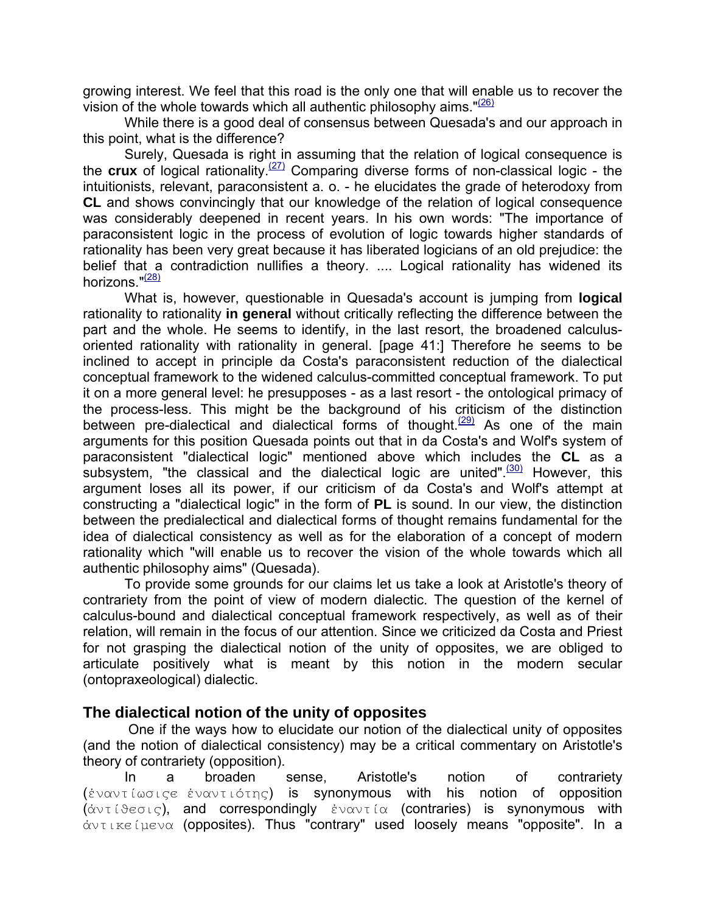growing interest. We feel that this road is the only one that will enable us to recover the vision of the whole towards which all authentic philosophy aims."[(26)]

While there is a good deal of consensus between Quesada's and our approach in this point, what is the difference?

Surely, Quesada is right in assuming that the relation of logical consequence is the **crux** of logical rationality.[(27)] Comparing diverse forms of non-classical logic - the intuitionists, relevant, paraconsistent a. o. - he elucidates the grade of heterodoxy from **CL** and shows convincingly that our knowledge of the relation of logical consequence was considerably deepened in recent years. In his own words: "The importance of paraconsistent logic in the process of evolution of logic towards higher standards of rationality has been very great because it has liberated logicians of an old prejudice: the belief that a contradiction nullifies a theory. .... Logical rationality has widened its horizons."[(28)]

What is, however, questionable in Quesada's account is jumping from **logical** rationality to rationality **in general** without critically reflecting the difference between the part and the whole. He seems to identify, in the last resort, the broadened calculus-oriented rationality with rationality in general. [page 41:] Therefore he seems to be inclined to accept in principle da Costa's paraconsistent reduction of the dialectical conceptual framework to the widened calculus-committed conceptual framework. To put it on a more general level: he presupposes - as a last resort - the ontological primacy of the process-less. This might be the background of his criticism of the distinction between pre-dialectical and dialectical forms of thought.[(29)] As one of the main arguments for this position Quesada points out that in da Costa's and Wolf's system of paraconsistent "dialectical logic" mentioned above which includes the **CL** as a subsystem, "the classical and the dialectical logic are united".[(30)] However, this argument loses all its power, if our criticism of da Costa's and Wolf's attempt at constructing a "dialectical logic" in the form of **PL** is sound. In our view, the distinction between the predialectical and dialectical forms of thought remains fundamental for the idea of dialectical consistency as well as for the elaboration of a concept of modern rationality which "will enable us to recover the vision of the whole towards which all authentic philosophy aims" (Quesada).

To provide some grounds for our claims let us take a look at Aristotle's theory of contrariety from the point of view of modern dialectic. The question of the kernel of calculus-bound and dialectical conceptual framework respectively, as well as of their relation, will remain in the focus of our attention. Since we criticized da Costa and Priest for not grasping the dialectical notion of the unity of opposites, we are obliged to articulate positively what is meant by this notion in the modern secular (ontopraxeological) dialectic.

## The dialectical notion of the unity of opposites

One if the ways how to elucidate our notion of the dialectical unity of opposites (and the notion of dialectical consistency) may be a critical commentary on Aristotle's theory of contrariety (opposition).

In a broaden sense, Aristotle's notion of contrariety (ἐναντίωσιςε ἐναντιότης) is synonymous with his notion of opposition (ἀντίθεσις), and correspondingly ἐναντία (contraries) is synonymous with ἀντικείμενα (opposites). Thus "contrary" used loosely means "opposite". In a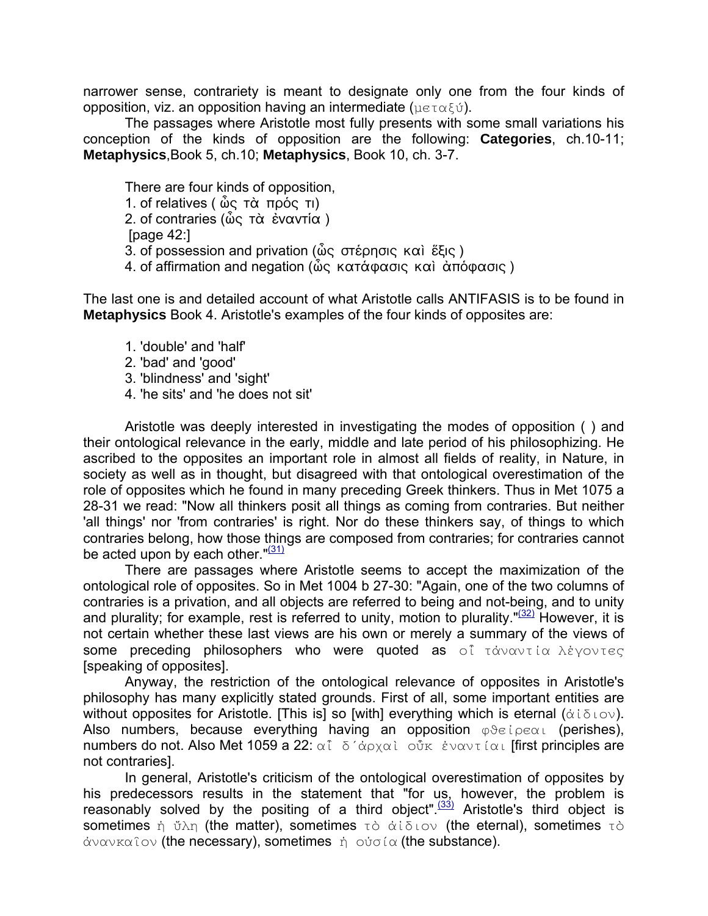narrower sense, contrariety is meant to designate only one from the four kinds of opposition, viz. an opposition having an intermediate (μεταξύ).

The passages where Aristotle most fully presents with some small variations his conception of the kinds of opposition are the following: **Categories**, ch.10-11; **Metaphysics**,Book 5, ch.10; **Metaphysics**, Book 10, ch. 3-7.

There are four kinds of opposition,
1. of relatives ( ὧς τὰ πρός τι)
2. of contraries (ὧς τὰ ἐναντία )
[page 42:]
3. of possession and privation (ὧς στέρησις καὶ ἕξις )
4. of affirmation and negation (ὧς κατάφασις καὶ ἀπόφασις )

The last one is and detailed account of what Aristotle calls ANTIFASIS is to be found in **Metaphysics** Book 4. Aristotle's examples of the four kinds of opposites are:

1. 'double' and 'half'
2. 'bad' and 'good'
3. 'blindness' and 'sight'
4. 'he sits' and 'he does not sit'

Aristotle was deeply interested in investigating the modes of opposition ( ) and their ontological relevance in the early, middle and late period of his philosophizing. He ascribed to the opposites an important role in almost all fields of reality, in Nature, in society as well as in thought, but disagreed with that ontological overestimation of the role of opposites which he found in many preceding Greek thinkers. Thus in Met 1075 a 28-31 we read: "Now all thinkers posit all things as coming from contraries. But neither 'all things' nor 'from contraries' is right. Nor do these thinkers say, of things to which contraries belong, how those things are composed from contraries; for contraries cannot be acted upon by each other."[(31)]

There are passages where Aristotle seems to accept the maximization of the ontological role of opposites. So in Met 1004 b 27-30: "Again, one of the two columns of contraries is a privation, and all objects are referred to being and not-being, and to unity and plurality; for example, rest is referred to unity, motion to plurality."[(32)] However, it is not certain whether these last views are his own or merely a summary of the views of some preceding philosophers who were quoted as οἷ τἀναντία λέγοντες [speaking of opposites].

Anyway, the restriction of the ontological relevance of opposites in Aristotle's philosophy has many explicitly stated grounds. First of all, some important entities are without opposites for Aristotle. [This is] so [with] everything which is eternal (ἀίδιον). Also numbers, because everything having an opposition φθείρεαι (perishes), numbers do not. Also Met 1059 a 22: αἷ δ΄ἀρχαὶ οὗκ ἐναντίαι [first principles are not contraries].

In general, Aristotle's criticism of the ontological overestimation of opposites by his predecessors results in the statement that "for us, however, the problem is reasonably solved by the positing of a third object".[(33)] Aristotle's third object is sometimes ἡ ὕλη (the matter), sometimes τὸ ἀίδιον (the eternal), sometimes τὸ ἀνανκαῖον (the necessary), sometimes ἡ οὐσία (the substance).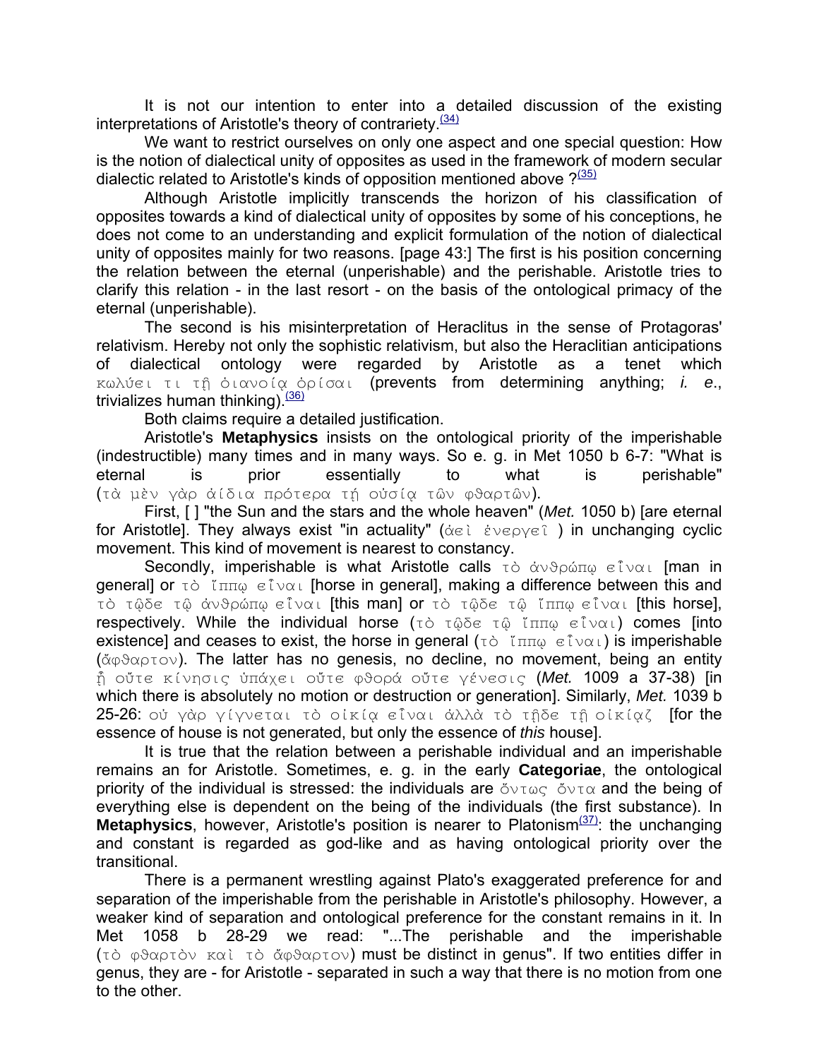It is not our intention to enter into a detailed discussion of the existing interpretations of Aristotle's theory of contrariety.[(34)]

We want to restrict ourselves on only one aspect and one special question: How is the notion of dialectical unity of opposites as used in the framework of modern secular dialectic related to Aristotle's kinds of opposition mentioned above ?[(35)]

Although Aristotle implicitly transcends the horizon of his classification of opposites towards a kind of dialectical unity of opposites by some of his conceptions, he does not come to an understanding and explicit formulation of the notion of dialectical unity of opposites mainly for two reasons. [page 43:] The first is his position concerning the relation between the eternal (unperishable) and the perishable. Aristotle tries to clarify this relation - in the last resort - on the basis of the ontological primacy of the eternal (unperishable).

The second is his misinterpretation of Heraclitus in the sense of Protagoras' relativism. Hereby not only the sophistic relativism, but also the Heraclitian anticipations of dialectical ontology were regarded by Aristotle as a tenet which κωλύει τι τῇ διανοίᾳ ὁρίσαι (prevents from determining anything; *i. e*., trivializes human thinking).[(36)]

Both claims require a detailed justification.

Aristotle's **Metaphysics** insists on the ontological priority of the imperishable (indestructible) many times and in many ways. So e. g. in Met 1050 b 6-7: "What is eternal is prior essentially to what is perishable" (τὰ μὲν γὰρ ἀΐδια πρότερα τῇ οὐσίᾳ τῶν φθαρτῶν).

First, [ ] "the Sun and the stars and the whole heaven" (*Met.* 1050 b) [are eternal for Aristotle]. They always exist "in actuality" (ἀεὶ ἐνεργεῖ ) in unchanging cyclic movement. This kind of movement is nearest to constancy.

Secondly, imperishable is what Aristotle calls τὸ ἀνθρώπῳ εἶναι [man in general] or τὸ ἵππῳ εἶναι [horse in general], making a difference between this and τὸ τῷδε τῷ ἀνθρώπῳ εἶναι [this man] or τὸ τῷδε τῷ ἵππῳ εἶναι [this horse], respectively. While the individual horse (τὸ τῷδε τῷ ἵππῳ εἶναι) comes [into existence] and ceases to exist, the horse in general (τὸ ἵππῳ εἶναι) is imperishable (ἄφθαρτον). The latter has no genesis, no decline, no movement, being an entity ᾗ οὔτε κίνησις ὑπάχει οὔτε φθορά οὔτε γένεσις (*Met.* 1009 a 37-38) [in which there is absolutely no motion or destruction or generation]. Similarly, *Met.* 1039 b 25-26: οὐ γὰρ γίγνεται τὸ οἰκίᾳ εἶναι ἀλλὰ τὸ τῇδε τῇ οἰκίαζ [for the essence of house is not generated, but only the essence of *this* house].

It is true that the relation between a perishable individual and an imperishable remains an for Aristotle. Sometimes, e. g. in the early **Categoriae**, the ontological priority of the individual is stressed: the individuals are ὄντως ὄντα and the being of everything else is dependent on the being of the individuals (the first substance). In **Metaphysics**, however, Aristotle's position is nearer to Platonism[(37)]: the unchanging and constant is regarded as god-like and as having ontological priority over the transitional.

There is a permanent wrestling against Plato's exaggerated preference for and separation of the imperishable from the perishable in Aristotle's philosophy. However, a weaker kind of separation and ontological preference for the constant remains in it. In Met 1058 b 28-29 we read: "...The perishable and the imperishable (τὸ φθαρτὸν καὶ τὸ ἄφθαρτον) must be distinct in genus". If two entities differ in genus, they are - for Aristotle - separated in such a way that there is no motion from one to the other.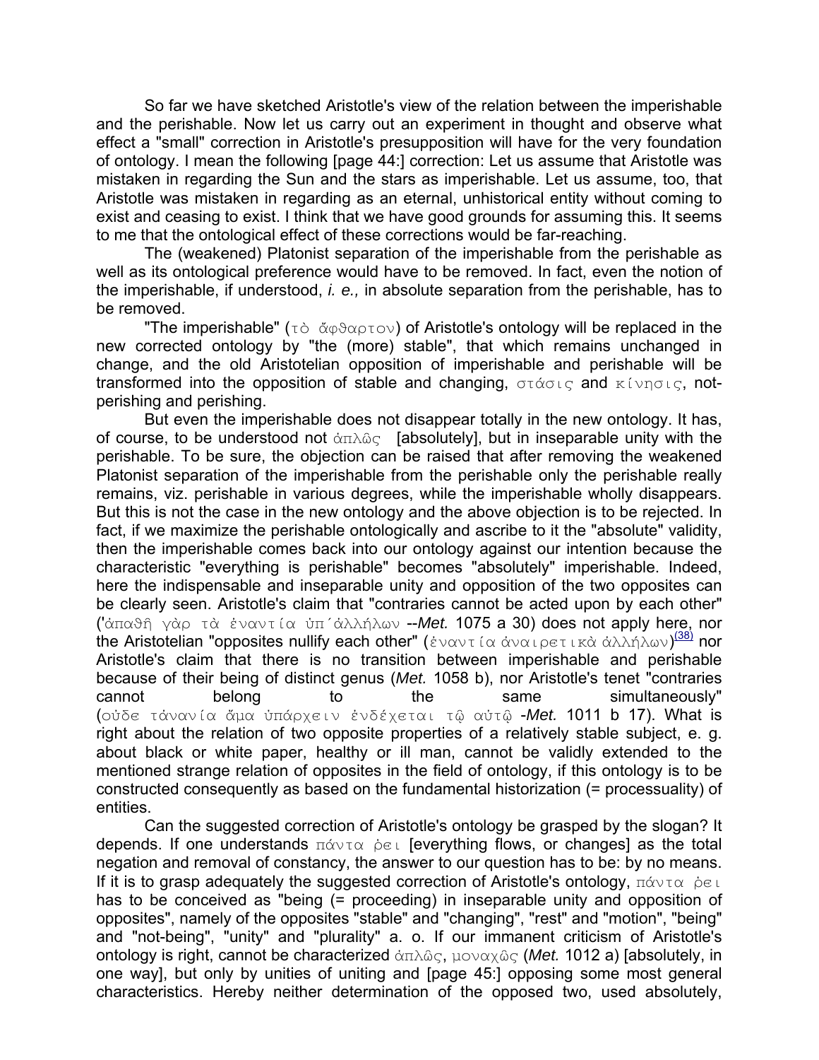So far we have sketched Aristotle's view of the relation between the imperishable and the perishable. Now let us carry out an experiment in thought and observe what effect a "small" correction in Aristotle's presupposition will have for the very foundation of ontology. I mean the following [page 44:] correction: Let us assume that Aristotle was mistaken in regarding the Sun and the stars as imperishable. Let us assume, too, that Aristotle was mistaken in regarding as an eternal, unhistorical entity without coming to exist and ceasing to exist. I think that we have good grounds for assuming this. It seems to me that the ontological effect of these corrections would be far-reaching.

The (weakened) Platonist separation of the imperishable from the perishable as well as its ontological preference would have to be removed. In fact, even the notion of the imperishable, if understood, *i. e.,* in absolute separation from the perishable, has to be removed.

"The imperishable" (τὸ ἄφθαρτον) of Aristotle's ontology will be replaced in the new corrected ontology by "the (more) stable", that which remains unchanged in change, and the old Aristotelian opposition of imperishable and perishable will be transformed into the opposition of stable and changing, στάσις and κίνησις, not-perishing and perishing.

But even the imperishable does not disappear totally in the new ontology. It has, of course, to be understood not ἁπλῶς [absolutely], but in inseparable unity with the perishable. To be sure, the objection can be raised that after removing the weakened Platonist separation of the imperishable from the perishable only the perishable really remains, viz. perishable in various degrees, while the imperishable wholly disappears. But this is not the case in the new ontology and the above objection is to be rejected. In fact, if we maximize the perishable ontologically and ascribe to it the "absolute" validity, then the imperishable comes back into our ontology against our intention because the characteristic "everything is perishable" becomes "absolutely" imperishable. Indeed, here the indispensable and inseparable unity and opposition of the two opposites can be clearly seen. Aristotle's claim that "contraries cannot be acted upon by each other" ('ἀπαθῆ γὰρ τὰ ἐναντία ὑπ´ἀλλήλων --*Met.* 1075 a 30) does not apply here, nor the Aristotelian "opposites nullify each other" (ἐναντία ἀναιρετικὰ ἀλλήλων)[38] nor Aristotle's claim that there is no transition between imperishable and perishable because of their being of distinct genus (*Met.* 1058 b), nor Aristotle's tenet "contraries cannot belong to the same simultaneously" (οὐδε τἀνανία ἅμα ὑπάρχειν ἐνδέχεται τῷ αὐτῷ -*Met.* 1011 b 17). What is right about the relation of two opposite properties of a relatively stable subject, e. g. about black or white paper, healthy or ill man, cannot be validly extended to the mentioned strange relation of opposites in the field of ontology, if this ontology is to be constructed consequently as based on the fundamental historization (= processuality) of entities.

Can the suggested correction of Aristotle's ontology be grasped by the slogan? It depends. If one understands πάντα ῥεῖ [everything flows, or changes] as the total negation and removal of constancy, the answer to our question has to be: by no means. If it is to grasp adequately the suggested correction of Aristotle's ontology, πάντα ῥεῖ has to be conceived as "being (= proceeding) in inseparable unity and opposition of opposites", namely of the opposites "stable" and "changing", "rest" and "motion", "being" and "not-being", "unity" and "plurality" a. o. If our immanent criticism of Aristotle's ontology is right, cannot be characterized ἁπλῶς, μοναχῶς (*Met.* 1012 a) [absolutely, in one way], but only by unities of uniting and [page 45:] opposing some most general characteristics. Hereby neither determination of the opposed two, used absolutely,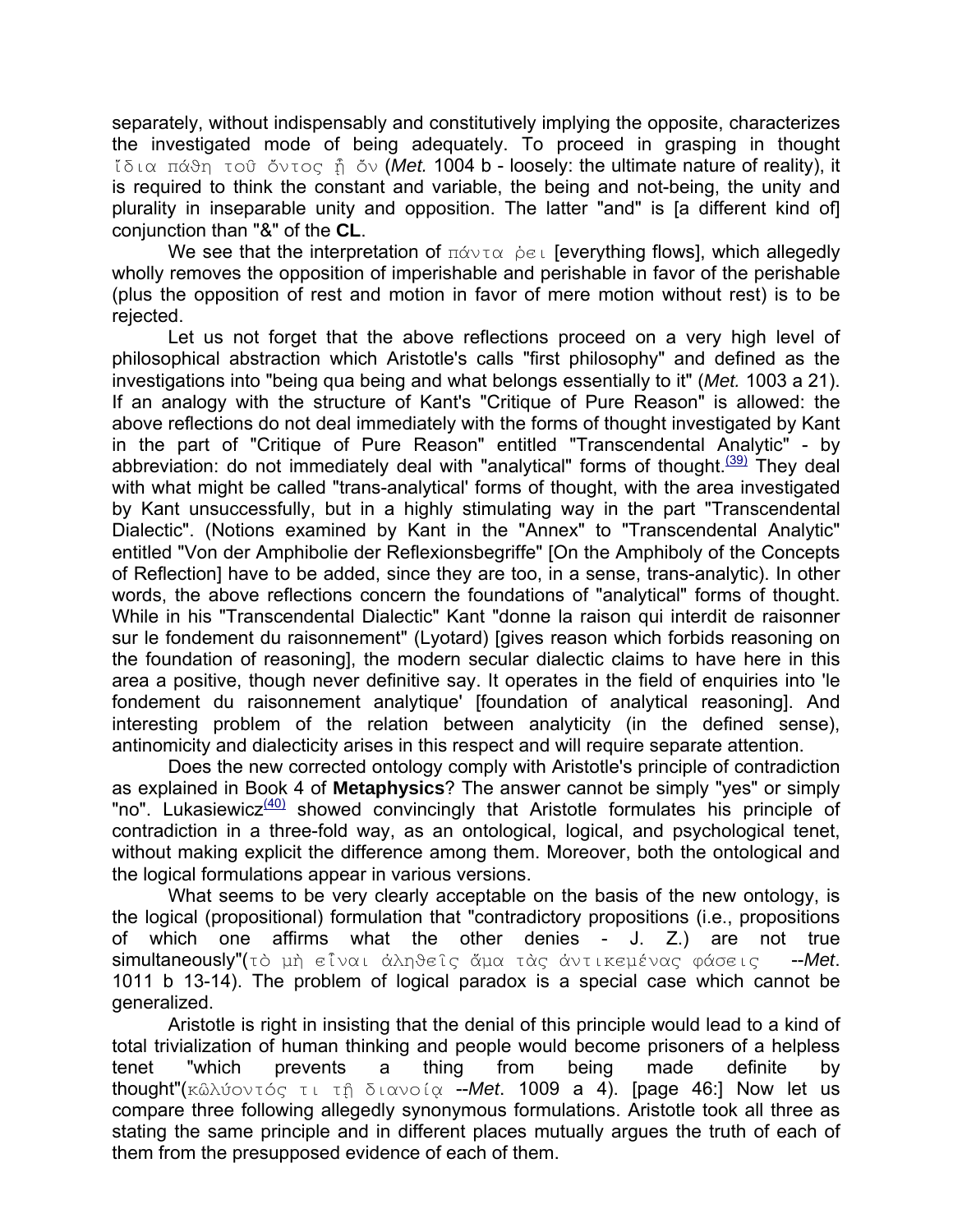separately, without indispensably and constitutively implying the opposite, characterizes the investigated mode of being adequately. To proceed in grasping in thought ἴδια πάθη τοῦ ὄντος ᾗ ὄν (*Met.* 1004 b - loosely: the ultimate nature of reality), it is required to think the constant and variable, the being and not-being, the unity and plurality in inseparable unity and opposition. The latter "and" is [a different kind of] conjunction than "&" of the **CL**.

We see that the interpretation of πάντα ῥεῖ [everything flows], which allegedly wholly removes the opposition of imperishable and perishable in favor of the perishable (plus the opposition of rest and motion in favor of mere motion without rest) is to be rejected.

Let us not forget that the above reflections proceed on a very high level of philosophical abstraction which Aristotle's calls "first philosophy" and defined as the investigations into "being qua being and what belongs essentially to it" (*Met.* 1003 a 21). If an analogy with the structure of Kant's "Critique of Pure Reason" is allowed: the above reflections do not deal immediately with the forms of thought investigated by Kant in the part of "Critique of Pure Reason" entitled "Transcendental Analytic" - by abbreviation: do not immediately deal with "analytical" forms of thought.[(39)] They deal with what might be called "trans-analytical' forms of thought, with the area investigated by Kant unsuccessfully, but in a highly stimulating way in the part "Transcendental Dialectic". (Notions examined by Kant in the "Annex" to "Transcendental Analytic" entitled "Von der Amphibolie der Reflexionsbegriffe" [On the Amphiboly of the Concepts of Reflection] have to be added, since they are too, in a sense, trans-analytic). In other words, the above reflections concern the foundations of "analytical" forms of thought. While in his "Transcendental Dialectic" Kant "donne la raison qui interdit de raisonner sur le fondement du raisonnement" (Lyotard) [gives reason which forbids reasoning on the foundation of reasoning], the modern secular dialectic claims to have here in this area a positive, though never definitive say. It operates in the field of enquiries into 'le fondement du raisonnement analytique' [foundation of analytical reasoning]. And interesting problem of the relation between analyticity (in the defined sense), antinomicity and dialecticity arises in this respect and will require separate attention.

Does the new corrected ontology comply with Aristotle's principle of contradiction as explained in Book 4 of **Metaphysics**? The answer cannot be simply "yes" or simply "no". Lukasiewicz[(40)] showed convincingly that Aristotle formulates his principle of contradiction in a three-fold way, as an ontological, logical, and psychological tenet, without making explicit the difference among them. Moreover, both the ontological and the logical formulations appear in various versions.

What seems to be very clearly acceptable on the basis of the new ontology, is the logical (propositional) formulation that "contradictory propositions (i.e., propositions of which one affirms what the other denies - J. Z.) are not true simultaneously"(τὸ μὴ εἶναι ἀληθεῖς ἅμα τὰς ἀντικειμένας φάσεις --*Met*. 1011 b 13-14). The problem of logical paradox is a special case which cannot be generalized.

Aristotle is right in insisting that the denial of this principle would lead to a kind of total trivialization of human thinking and people would become prisoners of a helpless tenet "which prevents a thing from being made definite by thought"(κωλύοντός τι τῇ διανοίᾳ --*Met*. 1009 a 4). [page 46:] Now let us compare three following allegedly synonymous formulations. Aristotle took all three as stating the same principle and in different places mutually argues the truth of each of them from the presupposed evidence of each of them.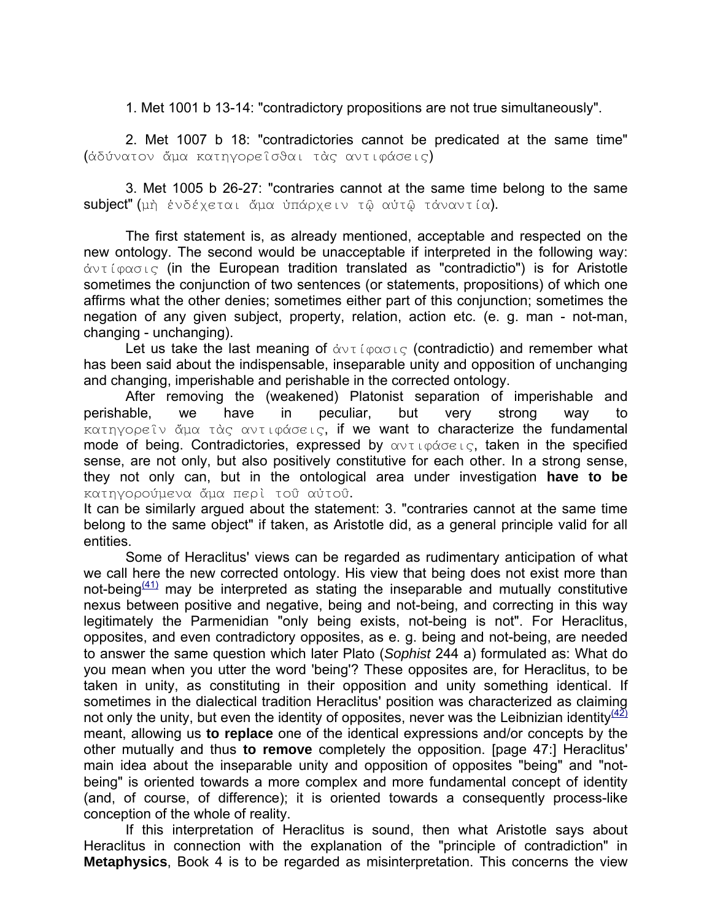1. Met 1001 b 13-14: "contradictory propositions are not true simultaneously".

2. Met 1007 b 18: "contradictories cannot be predicated at the same time" (ἀδύνατον ἅμα κατηγορεῖσθαι τὰς αντιφάσεις)

3. Met 1005 b 26-27: "contraries cannot at the same time belong to the same subject" (μὴ ἐνδέχεται ἅμα ὑπάρχειν τῷ αὐτῷ τἀναντία).

The first statement is, as already mentioned, acceptable and respected on the new ontology. The second would be unacceptable if interpreted in the following way: ἀντίφασις (in the European tradition translated as "contradictio") is for Aristotle sometimes the conjunction of two sentences (or statements, propositions) of which one affirms what the other denies; sometimes either part of this conjunction; sometimes the negation of any given subject, property, relation, action etc. (e. g. man - not-man, changing - unchanging).

Let us take the last meaning of ἀντίφασις (contradictio) and remember what has been said about the indispensable, inseparable unity and opposition of unchanging and changing, imperishable and perishable in the corrected ontology.

After removing the (weakened) Platonist separation of imperishable and perishable, we have in peculiar, but very strong way to κατηγορεῖν ἅμα τὰς ἀντιφάσεις, if we want to characterize the fundamental mode of being. Contradictories, expressed by αντιφάσεις, taken in the specified sense, are not only, but also positively constitutive for each other. In a strong sense, they not only can, but in the ontological area under investigation **have to be** κατηγορούμενα ἅμα περὶ τοῦ αὐτοῦ.

It can be similarly argued about the statement: 3. "contraries cannot at the same time belong to the same object" if taken, as Aristotle did, as a general principle valid for all entities.

Some of Heraclitus' views can be regarded as rudimentary anticipation of what we call here the new corrected ontology. His view that being does not exist more than not-being[(41)] may be interpreted as stating the inseparable and mutually constitutive nexus between positive and negative, being and not-being, and correcting in this way legitimately the Parmenidian "only being exists, not-being is not". For Heraclitus, opposites, and even contradictory opposites, as e. g. being and not-being, are needed to answer the same question which later Plato (*Sophist* 244 a) formulated as: What do you mean when you utter the word 'being'? These opposites are, for Heraclitus, to be taken in unity, as constituting in their opposition and unity something identical. If sometimes in the dialectical tradition Heraclitus' position was characterized as claiming not only the unity, but even the identity of opposites, never was the Leibnizian identity[(42)] meant, allowing us **to replace** one of the identical expressions and/or concepts by the other mutually and thus **to remove** completely the opposition. [page 47:] Heraclitus' main idea about the inseparable unity and opposition of opposites "being" and "not-being" is oriented towards a more complex and more fundamental concept of identity (and, of course, of difference); it is oriented towards a consequently process-like conception of the whole of reality.

If this interpretation of Heraclitus is sound, then what Aristotle says about Heraclitus in connection with the explanation of the "principle of contradiction" in **Metaphysics**, Book 4 is to be regarded as misinterpretation. This concerns the view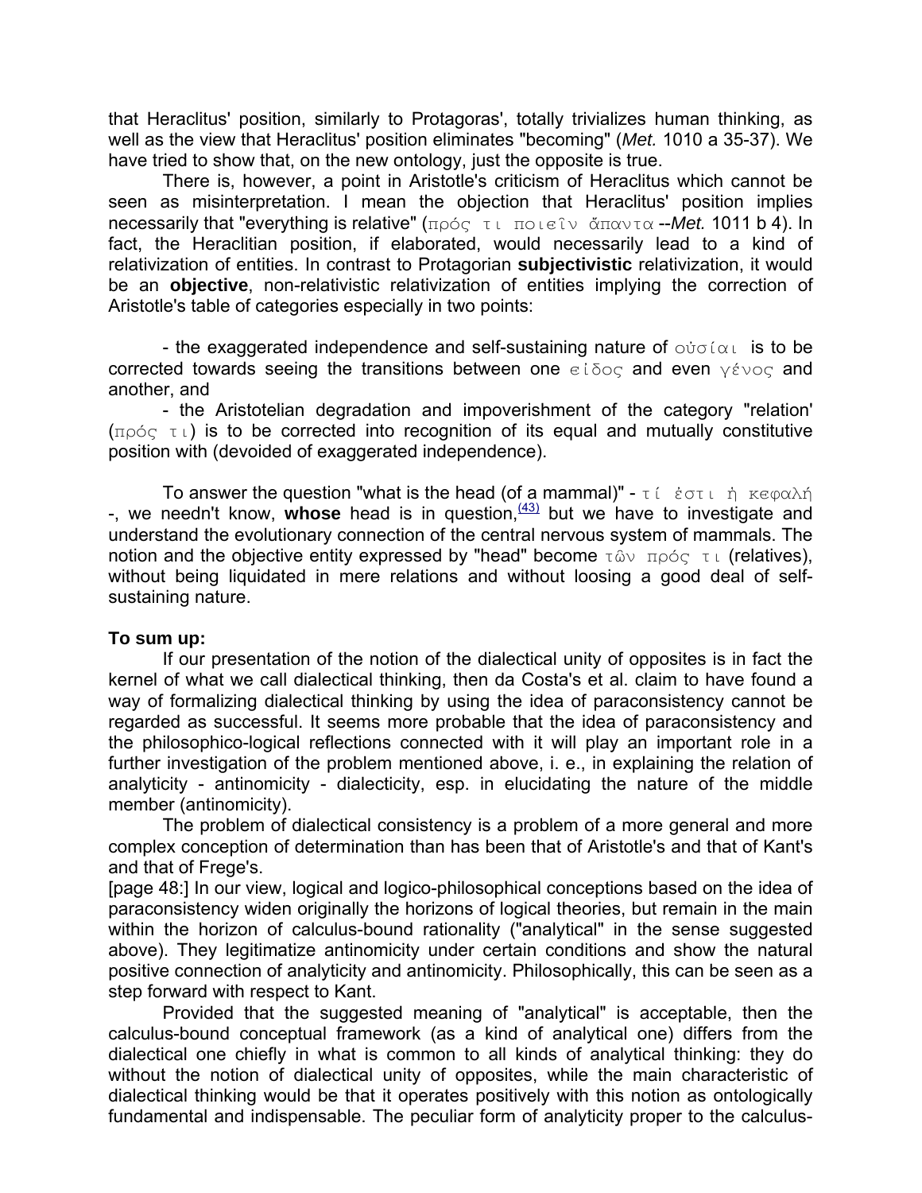that Heraclitus' position, similarly to Protagoras', totally trivializes human thinking, as well as the view that Heraclitus' position eliminates "becoming" (*Met.* 1010 a 35-37). We have tried to show that, on the new ontology, just the opposite is true.

There is, however, a point in Aristotle's criticism of Heraclitus which cannot be seen as misinterpretation. I mean the objection that Heraclitus' position implies necessarily that "everything is relative" (πρός τι ποιεῖν ἅπαντα --*Met.* 1011 b 4). In fact, the Heraclitian position, if elaborated, would necessarily lead to a kind of relativization of entities. In contrast to Protagorian **subjectivistic** relativization, it would be an **objective**, non-relativistic relativization of entities implying the correction of Aristotle's table of categories especially in two points:

- the exaggerated independence and self-sustaining nature of οὐσίαι is to be corrected towards seeing the transitions between one εἶδος and even γένος and another, and

- the Aristotelian degradation and impoverishment of the category "relation' (πρός τι) is to be corrected into recognition of its equal and mutually constitutive position with (devoided of exaggerated independence).

To answer the question "what is the head (of a mammal)" - τί ἐστι ἡ κεφαλή -, we needn't know, **whose** head is in question,[(43)] but we have to investigate and understand the evolutionary connection of the central nervous system of mammals. The notion and the objective entity expressed by "head" become τῶν πρός τι (relatives), without being liquidated in mere relations and without loosing a good deal of self-sustaining nature.

**To sum up:**

If our presentation of the notion of the dialectical unity of opposites is in fact the kernel of what we call dialectical thinking, then da Costa's et al. claim to have found a way of formalizing dialectical thinking by using the idea of paraconsistency cannot be regarded as successful. It seems more probable that the idea of paraconsistency and the philosophico-logical reflections connected with it will play an important role in a further investigation of the problem mentioned above, i. e., in explaining the relation of analyticity - antinomicity - dialecticity, esp. in elucidating the nature of the middle member (antinomicity).

The problem of dialectical consistency is a problem of a more general and more complex conception of determination than has been that of Aristotle's and that of Kant's and that of Frege's.

[page 48:] In our view, logical and logico-philosophical conceptions based on the idea of paraconsistency widen originally the horizons of logical theories, but remain in the main within the horizon of calculus-bound rationality ("analytical" in the sense suggested above). They legitimatize antinomicity under certain conditions and show the natural positive connection of analyticity and antinomicity. Philosophically, this can be seen as a step forward with respect to Kant.

Provided that the suggested meaning of "analytical" is acceptable, then the calculus-bound conceptual framework (as a kind of analytical one) differs from the dialectical one chiefly in what is common to all kinds of analytical thinking: they do without the notion of dialectical unity of opposites, while the main characteristic of dialectical thinking would be that it operates positively with this notion as ontologically fundamental and indispensable. The peculiar form of analyticity proper to the calculus-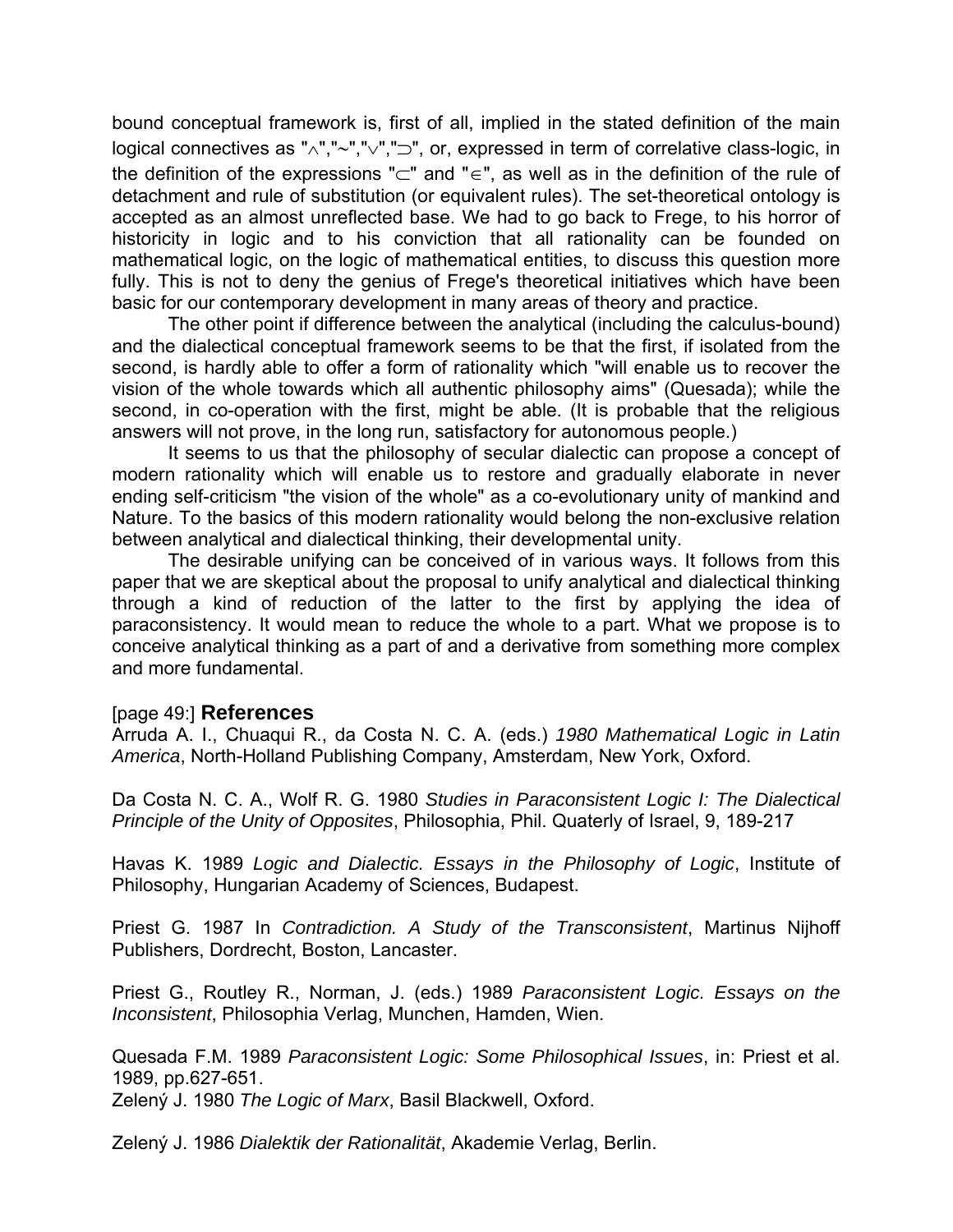bound conceptual framework is, first of all, implied in the stated definition of the main logical connectives as "$\wedge$","$\sim$","$\vee$","$\supset$", or, expressed in term of correlative class-logic, in the definition of the expressions "$\subset$" and "$\in$", as well as in the definition of the rule of detachment and rule of substitution (or equivalent rules). The set-theoretical ontology is accepted as an almost unreflected base. We had to go back to Frege, to his horror of historicity in logic and to his conviction that all rationality can be founded on mathematical logic, on the logic of mathematical entities, to discuss this question more fully. This is not to deny the genius of Frege's theoretical initiatives which have been basic for our contemporary development in many areas of theory and practice.

The other point if difference between the analytical (including the calculus-bound) and the dialectical conceptual framework seems to be that the first, if isolated from the second, is hardly able to offer a form of rationality which "will enable us to recover the vision of the whole towards which all authentic philosophy aims" (Quesada); while the second, in co-operation with the first, might be able. (It is probable that the religious answers will not prove, in the long run, satisfactory for autonomous people.)

It seems to us that the philosophy of secular dialectic can propose a concept of modern rationality which will enable us to restore and gradually elaborate in never ending self-criticism "the vision of the whole" as a co-evolutionary unity of mankind and Nature. To the basics of this modern rationality would belong the non-exclusive relation between analytical and dialectical thinking, their developmental unity.

The desirable unifying can be conceived of in various ways. It follows from this paper that we are skeptical about the proposal to unify analytical and dialectical thinking through a kind of reduction of the latter to the first by applying the idea of paraconsistency. It would mean to reduce the whole to a part. What we propose is to conceive analytical thinking as a part of and a derivative from something more complex and more fundamental.

## [page 49:] **References**

Arruda A. I., Chuaqui R., da Costa N. C. A. (eds.) *1980 Mathematical Logic in Latin America*, North-Holland Publishing Company, Amsterdam, New York, Oxford.

Da Costa N. C. A., Wolf R. G. 1980 *Studies in Paraconsistent Logic I: The Dialectical Principle of the Unity of Opposites*, Philosophia, Phil. Quaterly of Israel, 9, 189-217

Havas K. 1989 *Logic and Dialectic. Essays in the Philosophy of Logic*, Institute of Philosophy, Hungarian Academy of Sciences, Budapest.

Priest G. 1987 In *Contradiction. A Study of the Transconsistent*, Martinus Nijhoff Publishers, Dordrecht, Boston, Lancaster.

Priest G., Routley R., Norman, J. (eds.) 1989 *Paraconsistent Logic. Essays on the Inconsistent*, Philosophia Verlag, Munchen, Hamden, Wien.

Quesada F.M. 1989 *Paraconsistent Logic: Some Philosophical Issues*, in: Priest et al. 1989, pp.627-651.

Zelený J. 1980 *The Logic of Marx*, Basil Blackwell, Oxford.

Zelený J. 1986 *Dialektik der Rationalität*, Akademie Verlag, Berlin.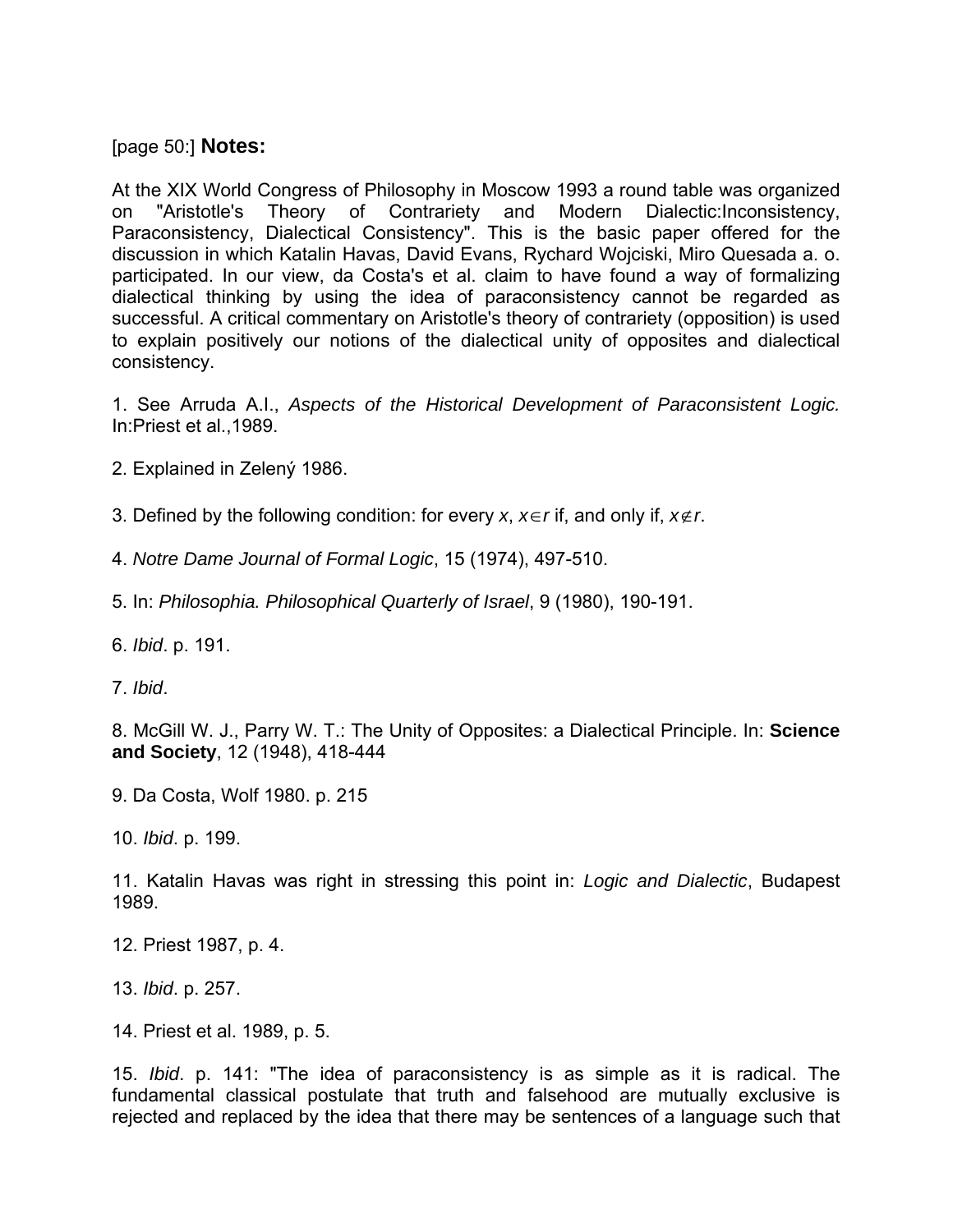[page 50:] **Notes:**

At the XIX World Congress of Philosophy in Moscow 1993 a round table was organized on "Aristotle's Theory of Contrariety and Modern Dialectic:Inconsistency, Paraconsistency, Dialectical Consistency". This is the basic paper offered for the discussion in which Katalin Havas, David Evans, Rychard Wojciski, Miro Quesada a. o. participated. In our view, da Costa's et al. claim to have found a way of formalizing dialectical thinking by using the idea of paraconsistency cannot be regarded as successful. A critical commentary on Aristotle's theory of contrariety (opposition) is used to explain positively our notions of the dialectical unity of opposites and dialectical consistency.

1. See Arruda A.I., *Aspects of the Historical Development of Paraconsistent Logic.* In:Priest et al.,1989.

2. Explained in Zelený 1986.

3. Defined by the following condition: for every $x$, $x \in r$ if, and only if, $x \notin r$.

4. *Notre Dame Journal of Formal Logic*, 15 (1974), 497-510.

5. In: *Philosophia. Philosophical Quarterly of Israel*, 9 (1980), 190-191.

6. *Ibid*. p. 191.

7. *Ibid*.

8. McGill W. J., Parry W. T.: The Unity of Opposites: a Dialectical Principle. In: **Science and Society**, 12 (1948), 418-444

9. Da Costa, Wolf 1980. p. 215

10. *Ibid*. p. 199.

11. Katalin Havas was right in stressing this point in: *Logic and Dialectic*, Budapest 1989.

12. Priest 1987, p. 4.

13. *Ibid*. p. 257.

14. Priest et al. 1989, p. 5.

15. *Ibid*. p. 141: "The idea of paraconsistency is as simple as it is radical. The fundamental classical postulate that truth and falsehood are mutually exclusive is rejected and replaced by the idea that there may be sentences of a language such that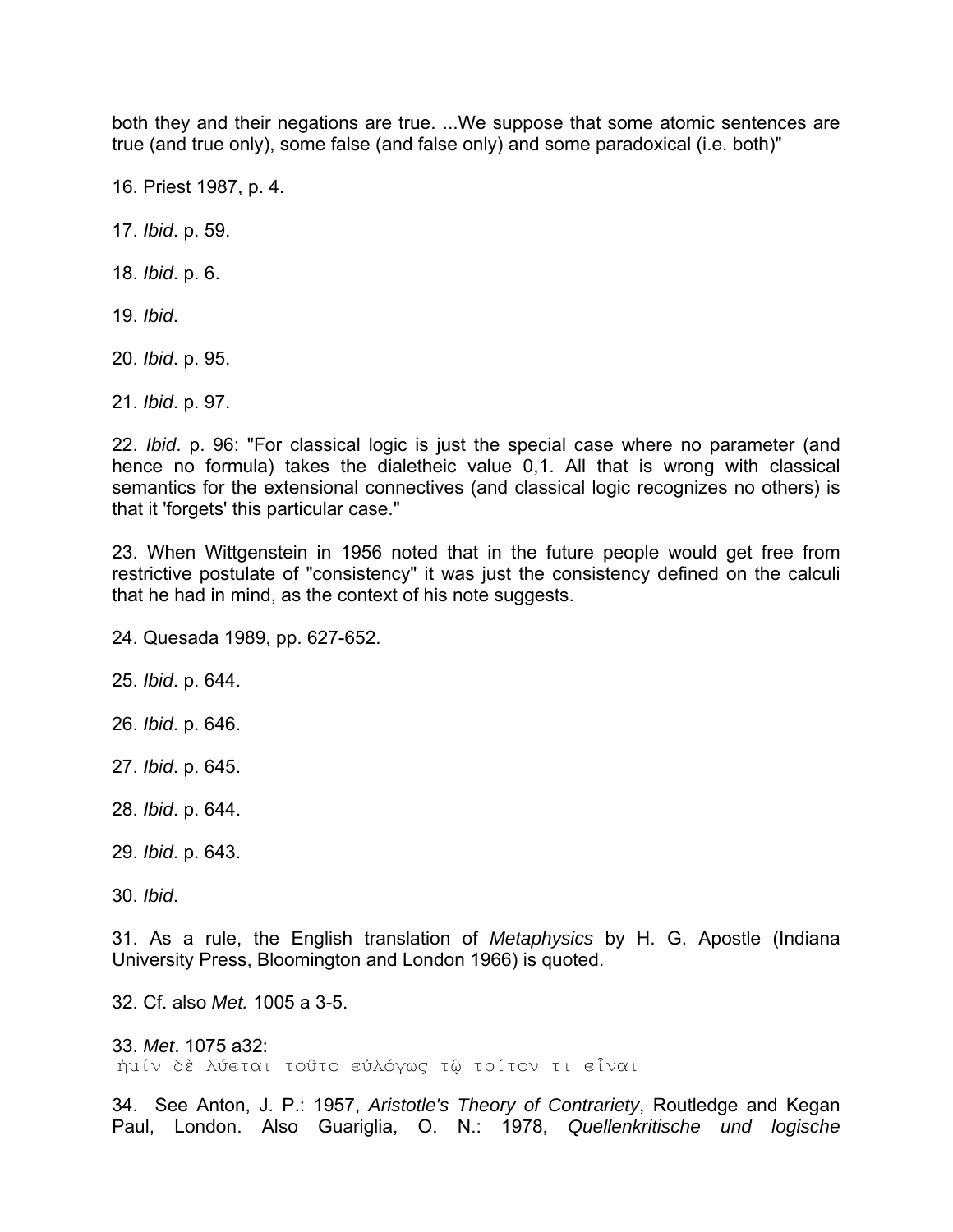both they and their negations are true. ...We suppose that some atomic sentences are true (and true only), some false (and false only) and some paradoxical (i.e. both)"

16. Priest 1987, p. 4.

17. *Ibid*. p. 59.

18. *Ibid*. p. 6.

19. *Ibid*.

20. *Ibid*. p. 95.

21. *Ibid*. p. 97.

22. *Ibid*. p. 96: "For classical logic is just the special case where no parameter (and hence no formula) takes the dialetheic value 0,1. All that is wrong with classical semantics for the extensional connectives (and classical logic recognizes no others) is that it 'forgets' this particular case."

23. When Wittgenstein in 1956 noted that in the future people would get free from restrictive postulate of "consistency" it was just the consistency defined on the calculi that he had in mind, as the context of his note suggests.

24. Quesada 1989, pp. 627-652.

25. *Ibid*. p. 644.

26. *Ibid*. p. 646.

27. *Ibid*. p. 645.

28. *Ibid*. p. 644.

29. *Ibid*. p. 643.

30. *Ibid*.

31. As a rule, the English translation of *Metaphysics* by H. G. Apostle (Indiana University Press, Bloomington and London 1966) is quoted.

32. Cf. also *Met.* 1005 a 3-5.

33. *Met*. 1075 a32:
ἡμίν δὲ λύεται τοῦτο εὐλόγως τῷ τρίτον τι εἶναι

34. See Anton, J. P.: 1957, *Aristotle's Theory of Contrariety*, Routledge and Kegan Paul, London. Also Guariglia, O. N.: 1978, *Quellenkritische und logische*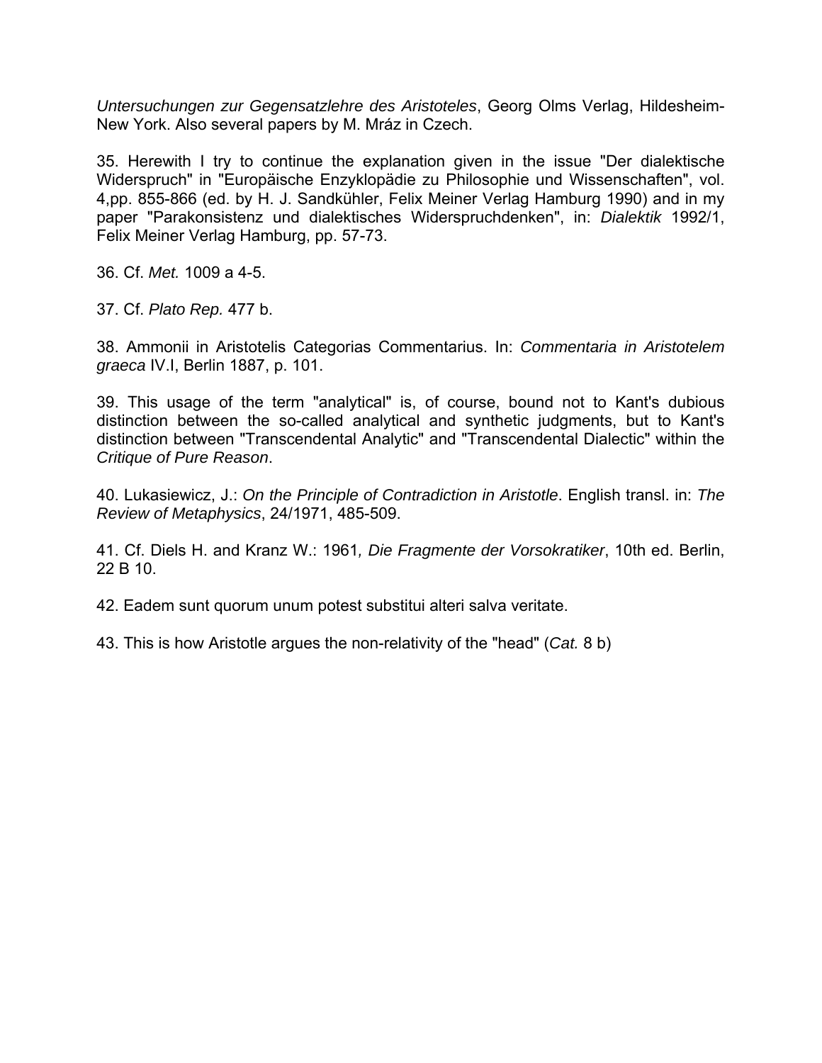*Untersuchungen zur Gegensatzlehre des Aristoteles*, Georg Olms Verlag, Hildesheim-New York. Also several papers by M. Mráz in Czech.

35. Herewith I try to continue the explanation given in the issue "Der dialektische Widerspruch" in "Europäische Enzyklopädie zu Philosophie und Wissenschaften", vol. 4,pp. 855-866 (ed. by H. J. Sandkühler, Felix Meiner Verlag Hamburg 1990) and in my paper "Parakonsistenz und dialektisches Widerspruchdenken", in: *Dialektik* 1992/1, Felix Meiner Verlag Hamburg, pp. 57-73.

36. Cf. *Met.* 1009 a 4-5.

37. Cf. *Plato Rep.* 477 b.

38. Ammonii in Aristotelis Categorias Commentarius. In: *Commentaria in Aristotelem graeca* IV.I, Berlin 1887, p. 101.

39. This usage of the term "analytical" is, of course, bound not to Kant's dubious distinction between the so-called analytical and synthetic judgments, but to Kant's distinction between "Transcendental Analytic" and "Transcendental Dialectic" within the *Critique of Pure Reason*.

40. Lukasiewicz, J.: *On the Principle of Contradiction in Aristotle*. English transl. in: *The Review of Metaphysics*, 24/1971, 485-509.

41. Cf. Diels H. and Kranz W.: 1961*, Die Fragmente der Vorsokratiker*, 10th ed. Berlin, 22 B 10.

42. Eadem sunt quorum unum potest substitui alteri salva veritate.

43. This is how Aristotle argues the non-relativity of the "head" (*Cat.* 8 b)